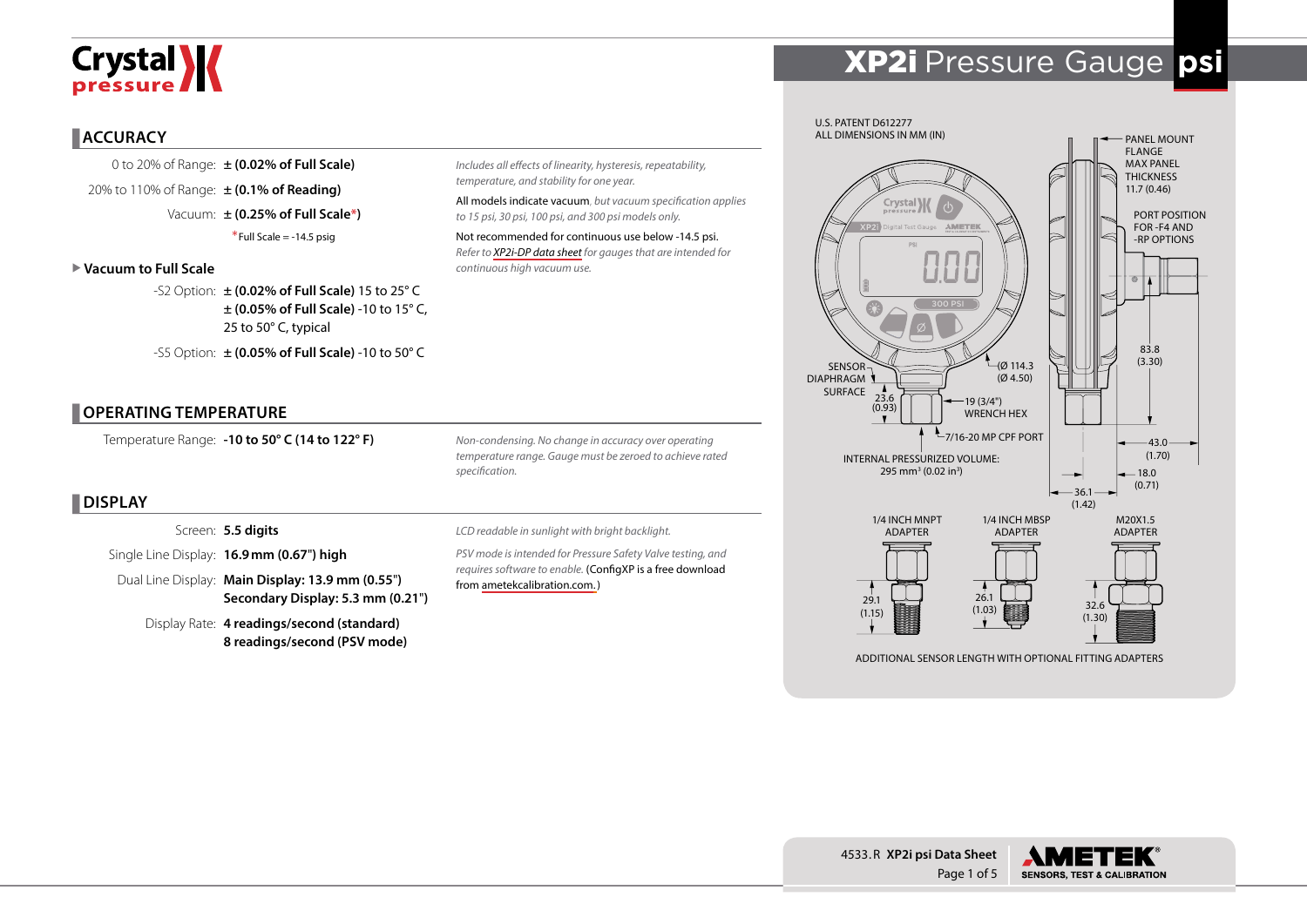# XP2i Pressure Gauge psi

Crystal pressure

## ACCURACY

| | |
|---|---|
| 0 to 20% of Range: | **± (0.02% of Full Scale)** |
| 20% to 110% of Range: | **± (0.1% of Reading)** |
| Vacuum: | **± (0.25% of Full Scale*)** |

*Full Scale = -14.5 psig

*Includes all effects of linearity, hysteresis, repeatability, temperature, and stability for one year.*

All models indicate vacuum, *but vacuum specification applies to 15 psi, 30 psi, 100 psi, and 300 psi models only.*

Not recommended for continuous use below -14.5 psi. *Refer to XP2i-DP data sheet for gauges that are intended for continuous high vacuum use.*

### Vacuum to Full Scale

| | |
|---|---|
| -S2 Option: | **± (0.02% of Full Scale)** 15 to 25° C<br>**± (0.05% of Full Scale)** -10 to 15° C, 25 to 50° C, typical |
| -S5 Option: | **± (0.05% of Full Scale)** -10 to 50° C |

## OPERATING TEMPERATURE

| | |
|---|---|
| Temperature Range: | **-10 to 50° C (14 to 122° F)** |

*Non-condensing. No change in accuracy over operating temperature range. Gauge must be zeroed to achieve rated specification.*

## DISPLAY

| | |
|---|---|
| Screen: | **5.5 digits** |
| Single Line Display: | **16.9 mm (0.67") high** |
| Dual Line Display: | **Main Display: 13.9 mm (0.55")**<br>**Secondary Display: 5.3 mm (0.21")** |
| Display Rate: | **4 readings/second (standard)**<br>**8 readings/second (PSV mode)** |

*LCD readable in sunlight with bright backlight.*

*PSV mode is intended for Pressure Safety Valve testing, and requires software to enable.* (ConfigXP is a free download from ametekcalibration.com.)

U.S. PATENT D612277
ALL DIMENSIONS IN MM (IN)

PANEL MOUNT FLANGE
MAX PANEL THICKNESS
11.7 (0.46)

PORT POSITION FOR -F4 AND -RP OPTIONS

SENSOR DIAPHRAGM SURFACE

(Ø 114.3 (Ø 4.50)

23.6 (0.93)

19 (3/4") WRENCH HEX

7/16-20 MP CPF PORT

83.8 (3.30)

43.0 (1.70)

18.0 (0.71)

36.1 (1.42)

INTERNAL PRESSURIZED VOLUME:
295 mm³ (0.02 in³)

1/4 INCH MNPT ADAPTER — 29.1 (1.15)

1/4 INCH MBSP ADAPTER — 26.1 (1.03)

M20X1.5 ADAPTER — 32.6 (1.30)

ADDITIONAL SENSOR LENGTH WITH OPTIONAL FITTING ADAPTERS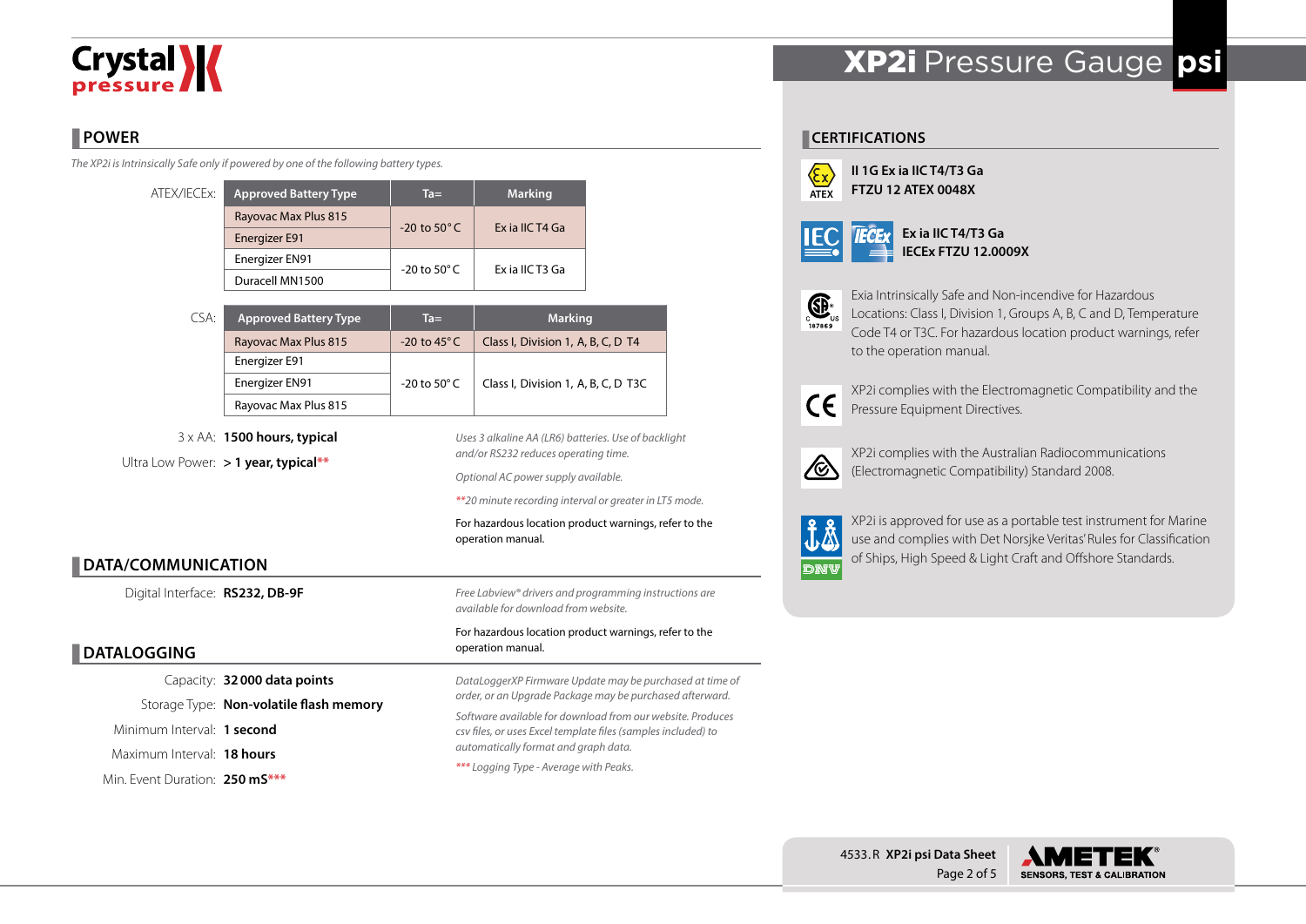## POWER

*The XP2i is Intrinsically Safe only if powered by one of the following battery types.*

ATEX/IECEx:

| Approved Battery Type | Ta= | Marking |
|---|---|---|
| Rayovac Max Plus 815 | -20 to 50°C | Ex ia IIC T4 Ga |
| Energizer E91 | | |
| Energizer EN91 | -20 to 50°C | Ex ia IIC T3 Ga |
| Duracell MN1500 | | |

CSA:

| Approved Battery Type | Ta= | Marking |
|---|---|---|
| Rayovac Max Plus 815 | -20 to 45°C | Class I, Division 1, A, B, C, D T4 |
| Energizer E91 | -20 to 50°C | Class I, Division 1, A, B, C, D T3C |
| Energizer EN91 | | |
| Rayovac Max Plus 815 | | |

3 x AA: **1500 hours, typical**

Ultra Low Power: **> 1 year, typical****

*Uses 3 alkaline AA (LR6) batteries. Use of backlight and/or RS232 reduces operating time.*

*Optional AC power supply available.*

*\*\*20 minute recording interval or greater in LT5 mode.*

For hazardous location product warnings, refer to the operation manual.

## DATA/COMMUNICATION

Digital Interface: **RS232, DB-9F**

*Free Labview® drivers and programming instructions are available for download from website.*

For hazardous location product warnings, refer to the operation manual.

## DATALOGGING

Capacity: **32 000 data points**

Storage Type: **Non-volatile flash memory**

Minimum Interval: **1 second**

Maximum Interval: **18 hours**

Min. Event Duration: **250 mS*****

*DataLoggerXP Firmware Update may be purchased at time of order, or an Upgrade Package may be purchased afterward.*

*Software available for download from our website. Produces csv files, or uses Excel template files (samples included) to automatically format and graph data.*

*\*\*\* Logging Type - Average with Peaks.*

## CERTIFICATIONS

**II 1G Ex ia IIC T4/T3 Ga**
**FTZU 12 ATEX 0048X**

**Ex ia IIC T4/T3 Ga**
**IECEx FTZU 12.0009X**

Exia Intrinsically Safe and Non-incendive for Hazardous Locations: Class I, Division 1, Groups A, B, C and D, Temperature Code T4 or T3C. For hazardous location product warnings, refer to the operation manual.

XP2i complies with the Electromagnetic Compatibility and the Pressure Equipment Directives.

XP2i complies with the Australian Radiocommunications (Electromagnetic Compatibility) Standard 2008.

XP2i is approved for use as a portable test instrument for Marine use and complies with Det Norsjke Veritas' Rules for Classification of Ships, High Speed & Light Craft and Offshore Standards.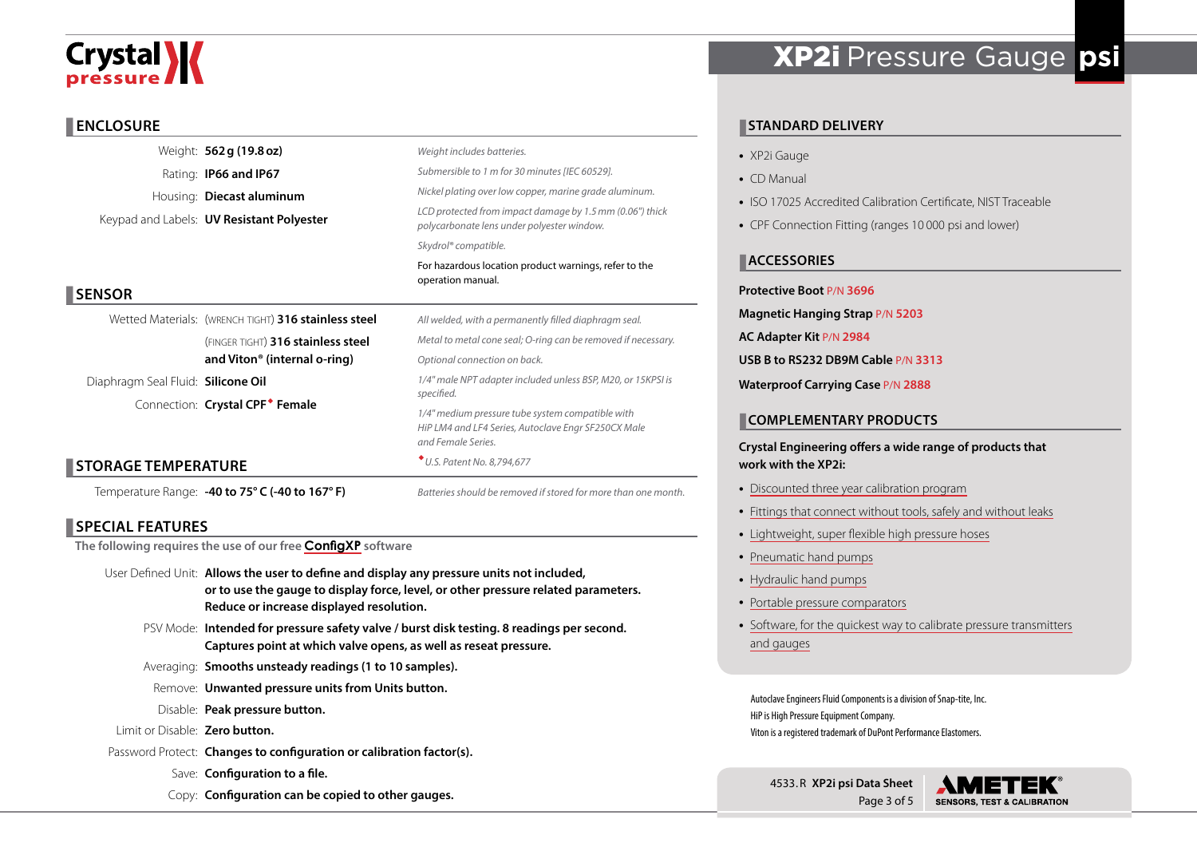# XP2i Pressure Gauge psi

## ENCLOSURE

| | | |
|---|---|---|
| Weight: | **562 g (19.8 oz)** | *Weight includes batteries.* |
| Rating: | **IP66 and IP67** | *Submersible to 1 m for 30 minutes [IEC 60529].* |
| Housing: | **Diecast aluminum** | *Nickel plating over low copper, marine grade aluminum.* |
| Keypad and Labels: | **UV Resistant Polyester** | *LCD protected from impact damage by 1.5 mm (0.06") thick polycarbonate lens under polyester window.* |
| | | *Skydrol® compatible.* |
| | | For hazardous location product warnings, refer to the operation manual. |

## SENSOR

| | | |
|---|---|---|
| Wetted Materials: | (WRENCH TIGHT) **316 stainless steel** | *All welded, with a permanently filled diaphragm seal.* |
| | (FINGER TIGHT) **316 stainless steel and Viton® (internal o-ring)** | *Metal to metal cone seal; O-ring can be removed if necessary.* |
| | | *Optional connection on back.* |
| Diaphragm Seal Fluid: | **Silicone Oil** | *1/4" male NPT adapter included unless BSP, M20, or 15KPSI is specified.* |
| Connection: | **Crystal CPF◆ Female** | *1/4" medium pressure tube system compatible with HiP LM4 and LF4 Series, Autoclave Engr SF250CX Male and Female Series.* |
| | | *◆U.S. Patent No. 8,794,677* |

## STORAGE TEMPERATURE

| | | |
|---|---|---|
| Temperature Range: | **-40 to 75° C (-40 to 167° F)** | *Batteries should be removed if stored for more than one month.* |

## SPECIAL FEATURES

**The following requires the use of our free ConfigXP software**

| | |
|---|---|
| User Defined Unit: | **Allows the user to define and display any pressure units not included, or to use the gauge to display force, level, or other pressure related parameters. Reduce or increase displayed resolution.** |
| PSV Mode: | **Intended for pressure safety valve / burst disk testing. 8 readings per second. Captures point at which valve opens, as well as reseat pressure.** |
| Averaging: | **Smooths unsteady readings (1 to 10 samples).** |
| Remove: | **Unwanted pressure units from Units button.** |
| Disable: | **Peak pressure button.** |
| Limit or Disable: | **Zero button.** |
| Password Protect: | **Changes to configuration or calibration factor(s).** |
| Save: | **Configuration to a file.** |
| Copy: | **Configuration can be copied to other gauges.** |

## STANDARD DELIVERY

- XP2i Gauge
- CD Manual
- ISO 17025 Accredited Calibration Certificate, NIST Traceable
- CPF Connection Fitting (ranges 10 000 psi and lower)

## ACCESSORIES

**Protective Boot** P/N **3696**

**Magnetic Hanging Strap** P/N **5203**

**AC Adapter Kit** P/N **2984**

**USB B to RS232 DB9M Cable** P/N **3313**

**Waterproof Carrying Case** P/N **2888**

## COMPLEMENTARY PRODUCTS

**Crystal Engineering offers a wide range of products that work with the XP2i:**

- Discounted three year calibration program
- Fittings that connect without tools, safely and without leaks
- Lightweight, super flexible high pressure hoses
- Pneumatic hand pumps
- Hydraulic hand pumps
- Portable pressure comparators
- Software, for the quickest way to calibrate pressure transmitters and gauges

Autoclave Engineers Fluid Components is a division of Snap-tite, Inc.
HiP is High Pressure Equipment Company.
Viton is a registered trademark of DuPont Performance Elastomers.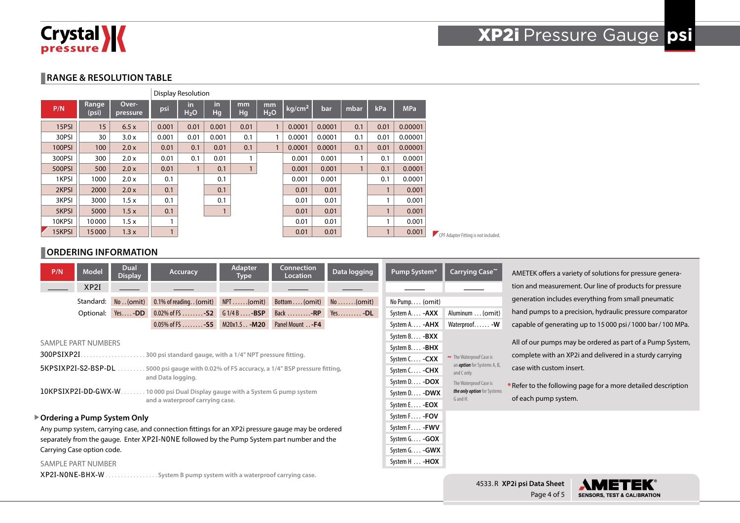# XP2i Pressure Gauge psi

## RANGE & RESOLUTION TABLE

| P/N | Range (psi) | Over-pressure | Display Resolution: psi | in $H_2O$ | in Hg | mm Hg | mm $H_2O$ | kg/cm² | bar | mbar | kPa | MPa |
|---|---|---|---|---|---|---|---|---|---|---|---|---|
| 15PSI | 15 | 6.5 x | 0.001 | 0.01 | 0.001 | 0.01 | 1 | 0.0001 | 0.0001 | 0.1 | 0.01 | 0.00001 |
| 30PSI | 30 | 3.0 x | 0.001 | 0.01 | 0.001 | 0.1 | 1 | 0.0001 | 0.0001 | 0.1 | 0.01 | 0.00001 |
| 100PSI | 100 | 2.0 x | 0.01 | 0.1 | 0.01 | 0.1 | 1 | 0.0001 | 0.0001 | 0.1 | 0.01 | 0.00001 |
| 300PSI | 300 | 2.0 x | 0.01 | 0.1 | 0.01 | 1 | | 0.001 | 0.001 | 1 | 0.1 | 0.0001 |
| 500PSI | 500 | 2.0 x | 0.01 | 1 | 0.1 | 1 | | 0.001 | 0.001 | 1 | 0.1 | 0.0001 |
| 1KPSI | 1000 | 2.0 x | 0.1 | | 0.1 | | | 0.001 | 0.001 | | 0.1 | 0.0001 |
| 2KPSI | 2000 | 2.0 x | 0.1 | | 0.1 | | | 0.01 | 0.01 | | 1 | 0.001 |
| 3KPSI | 3000 | 1.5 x | 0.1 | | 0.1 | | | 0.01 | 0.01 | | 1 | 0.001 |
| 5KPSI | 5000 | 1.5 x | 0.1 | | 1 | | | 0.01 | 0.01 | | 1 | 0.001 |
| 10KPSI | 10 000 | 1.5 x | 1 | | | | | 0.01 | 0.01 | | 1 | 0.001 |
| 15KPSI (CPF) | 15 000 | 1.3 x | 1 | | | | | 0.01 | 0.01 | | 1 | 0.001 |

CPF Adapter Fitting is not included.

## ORDERING INFORMATION

| | P/N | Model | Dual Display | Accuracy | Adapter Type | Connection Location | Data logging |
|---|---|---|---|---|---|---|---|
| | ____ | XP2I | ____ | ____ | ____ | ____ | ____ |
| Standard: | | | No . . (omit) | 0.1% of reading. . (omit) | NPT . . . . . . (omit) | Bottom . . . . (omit) | No . . . . . . . (omit) |
| Optional: | | | Yes . . . . **-DD** | 0.02% of FS . . . . . . . . **-S2** | G 1/4 B . . . . **-BSP** | Back . . . . . . . . . **-RP** | Yes. . . . . . . . . **-DL** |
| | | | | 0.05% of FS . . . . . . . . **-S5** | M20x1.5 . . **-M20** | Panel Mount . . **-F4** | |

| Pump System* | Carrying Case~ |
|---|---|
| ____ | ____ |
| No Pump. . . . (omit) | |
| System A. . . . **-AXX** | Aluminum . . . (omit) |
| System A. . . . **-AHX** | Waterproof. . . . . . **-W** |
| System B. . . . **-BXX** | |
| System B. . . . **-BHX** | |
| System C. . . . **-CXX** | |
| System C. . . . **-CHX** | |
| System D. . . . **-DOX** | |
| System D. . . . **-DWX** | |
| System E. . . . **-EOX** | |
| System F. . . . **-FOV** | |
| System F. . . . **-FWV** | |
| System G. . . . **-GOX** | |
| System G. . . . **-GWX** | |
| System H . . . **-HOX** | |

~ The Waterproof Case is an *option* for Systems A, B, and C only.

The Waterproof Case is *the only option* for Systems G and H.

AMETEK offers a variety of solutions for pressure generation and measurement. Our line of products for pressure generation includes everything from small pneumatic hand pumps to a precision, hydraulic pressure comparator capable of generating up to 15 000 psi / 1000 bar / 100 MPa.

All of our pumps may be ordered as part of a Pump System, complete with an XP2i and delivered in a sturdy carrying case with custom insert.

*Refer to the following page for a more detailed description of each pump system.

### SAMPLE PART NUMBERS

300PSIXP2I. . . . . . . . . . . . . . . . . . . . 300 psi standard gauge, with a 1/4" NPT pressure fitting.

5KPSIXP2I-S2-BSP-DL . . . . . . . . . 5000 psi gauge with 0.02% of FS accuracy, a 1/4" BSP pressure fitting, and Data logging.

10KPSIXP2I-DD-GWX-W. . . . . . . . 10 000 psi Dual Display gauge with a System G pump system and a waterproof carrying case.

### Ordering a Pump System Only

Any pump system, carrying case, and connection fittings for an XP2i pressure gauge may be ordered separately from the gauge. Enter XP2I-NONE followed by the Pump System part number and the Carrying Case option code.

### SAMPLE PART NUMBER

XP2I-NONE-BHX-W . . . . . . . . . . . . . . . . . System B pump system with a waterproof carrying case.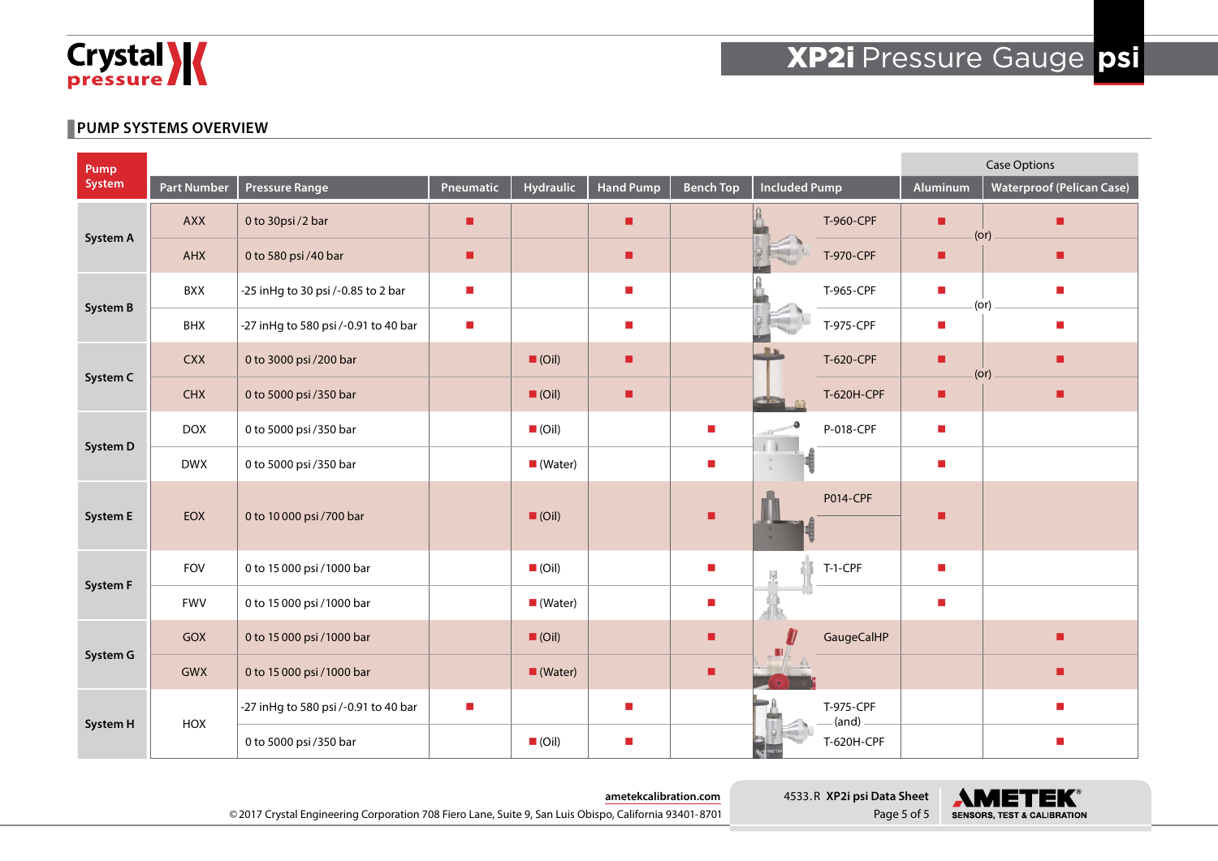## PUMP SYSTEMS OVERVIEW

| Pump System | Part Number | Pressure Range | Pneumatic | Hydraulic | Hand Pump | Bench Top | Included Pump | Case Options: Aluminum | Case Options: Waterproof (Pelican Case) |
|---|---|---|---|---|---|---|---|---|---|
| System A | AXX | 0 to 30psi / 2 bar | ■ | | ■ | | T-960-CPF | ■ (or) | ■ |
| | AHX | 0 to 580 psi / 40 bar | ■ | | ■ | | T-970-CPF | ■ | ■ |
| System B | BXX | -25 inHg to 30 psi / -0.85 to 2 bar | ■ | | ■ | | T-965-CPF | ■ (or) | ■ |
| | BHX | -27 inHg to 580 psi / -0.91 to 40 bar | ■ | | ■ | | T-975-CPF | ■ | ■ |
| System C | CXX | 0 to 3000 psi / 200 bar | | ■ (Oil) | ■ | | T-620-CPF | ■ (or) | ■ |
| | CHX | 0 to 5000 psi / 350 bar | | ■ (Oil) | ■ | | T-620H-CPF | ■ | ■ |
| System D | DOX | 0 to 5000 psi / 350 bar | | ■ (Oil) | | ■ | P-018-CPF | ■ | |
| | DWX | 0 to 5000 psi / 350 bar | | ■ (Water) | | ■ | | ■ | |
| System E | EOX | 0 to 10 000 psi / 700 bar | | ■ (Oil) | | ■ | P014-CPF | ■ | |
| System F | FOV | 0 to 15 000 psi / 1000 bar | | ■ (Oil) | | ■ | T-1-CPF | ■ | |
| | FWV | 0 to 15 000 psi / 1000 bar | | ■ (Water) | | ■ | | ■ | |
| System G | GOX | 0 to 15 000 psi / 1000 bar | | ■ (Oil) | | ■ | GaugeCalHP | | ■ |
| | GWX | 0 to 15 000 psi / 1000 bar | | ■ (Water) | | ■ | | | ■ |
| System H | HOX | -27 inHg to 580 psi / -0.91 to 40 bar | ■ | | ■ | | T-975-CPF (and) | | ■ |
| | | 0 to 5000 psi / 350 bar | | ■ (Oil) | ■ | | T-620H-CPF | | ■ |

ametekcalibration.com

© 2017 Crystal Engineering Corporation 708 Fiero Lane, Suite 9, San Luis Obispo, California 93401-8701

4533.R **XP2i psi Data Sheet**